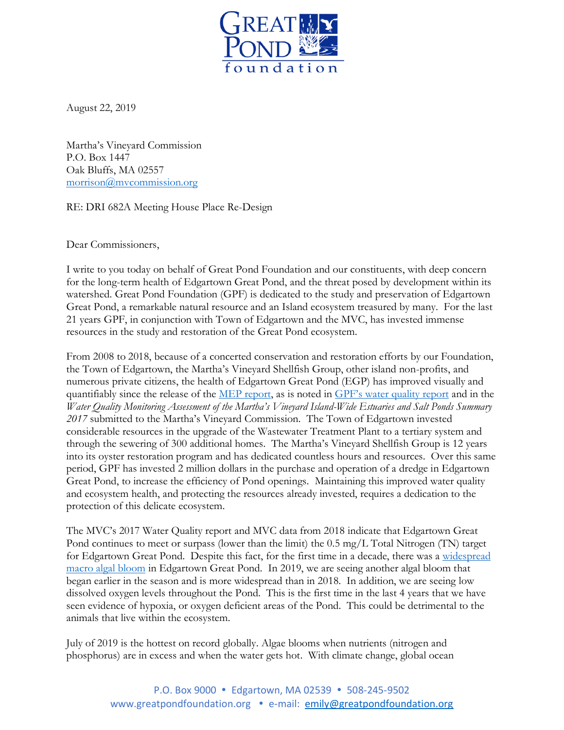**GREAT POND foundation**

August 22, 2019

Martha's Vineyard Commission
P.O. Box 1447
Oak Bluffs, MA 02557
morrison@mvcommission.org

RE: DRI 682A Meeting House Place Re-Design

Dear Commissioners,

I write to you today on behalf of Great Pond Foundation and our constituents, with deep concern for the long-term health of Edgartown Great Pond, and the threat posed by development within its watershed. Great Pond Foundation (GPF) is dedicated to the study and preservation of Edgartown Great Pond, a remarkable natural resource and an Island ecosystem treasured by many. For the last 21 years GPF, in conjunction with Town of Edgartown and the MVC, has invested immense resources in the study and restoration of the Great Pond ecosystem.

From 2008 to 2018, because of a concerted conservation and restoration efforts by our Foundation, the Town of Edgartown, the Martha's Vineyard Shellfish Group, other island non-profits, and numerous private citizens, the health of Edgartown Great Pond (EGP) has improved visually and quantifiably since the release of the MEP report, as is noted in GPF's water quality report and in the *Water Quality Monitoring Assessment of the Martha's Vineyard Island-Wide Estuaries and Salt Ponds Summary 2017* submitted to the Martha's Vineyard Commission. The Town of Edgartown invested considerable resources in the upgrade of the Wastewater Treatment Plant to a tertiary system and through the sewering of 300 additional homes. The Martha's Vineyard Shellfish Group is 12 years into its oyster restoration program and has dedicated countless hours and resources. Over this same period, GPF has invested 2 million dollars in the purchase and operation of a dredge in Edgartown Great Pond, to increase the efficiency of Pond openings. Maintaining this improved water quality and ecosystem health, and protecting the resources already invested, requires a dedication to the protection of this delicate ecosystem.

The MVC's 2017 Water Quality report and MVC data from 2018 indicate that Edgartown Great Pond continues to meet or surpass (lower than the limit) the 0.5 mg/L Total Nitrogen (TN) target for Edgartown Great Pond. Despite this fact, for the first time in a decade, there was a widespread macro algal bloom in Edgartown Great Pond. In 2019, we are seeing another algal bloom that began earlier in the season and is more widespread than in 2018. In addition, we are seeing low dissolved oxygen levels throughout the Pond. This is the first time in the last 4 years that we have seen evidence of hypoxia, or oxygen deficient areas of the Pond. This could be detrimental to the animals that live within the ecosystem.

July of 2019 is the hottest on record globally. Algae blooms when nutrients (nitrogen and phosphorus) are in excess and when the water gets hot. With climate change, global ocean

P.O. Box 9000 • Edgartown, MA 02539 • 508-245-9502
www.greatpondfoundation.org • e-mail: emily@greatpondfoundation.org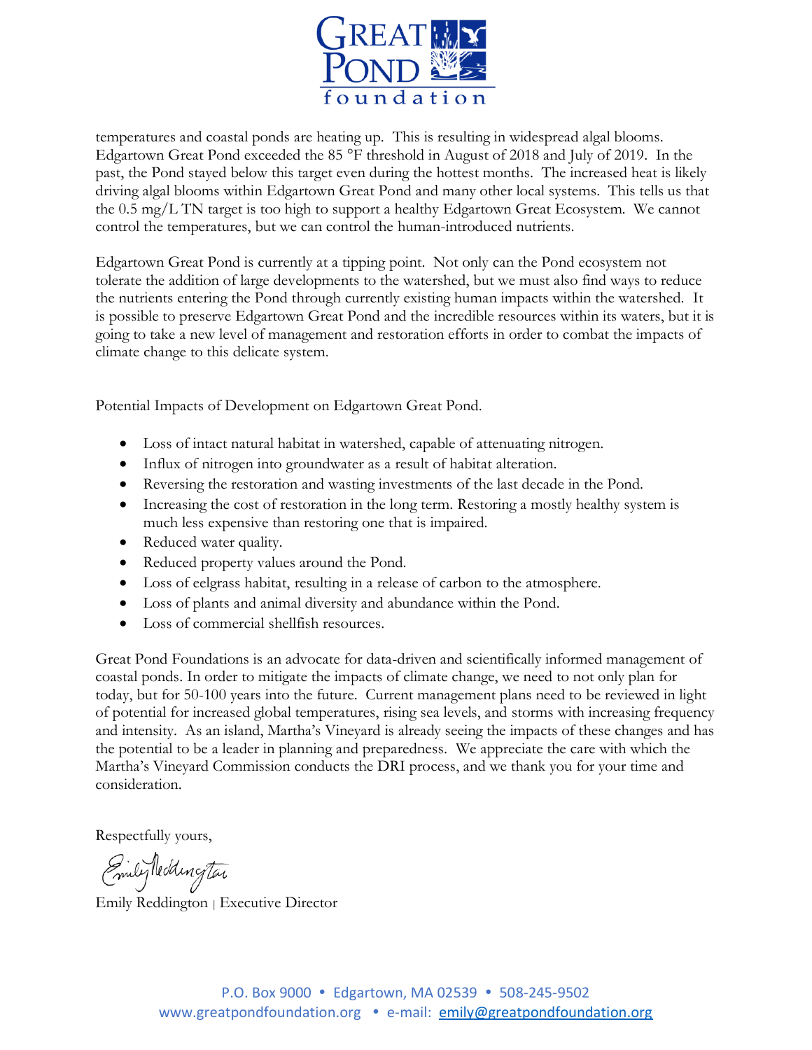temperatures and coastal ponds are heating up. This is resulting in widespread algal blooms. Edgartown Great Pond exceeded the 85 °F threshold in August of 2018 and July of 2019. In the past, the Pond stayed below this target even during the hottest months. The increased heat is likely driving algal blooms within Edgartown Great Pond and many other local systems. This tells us that the 0.5 mg/L TN target is too high to support a healthy Edgartown Great Ecosystem. We cannot control the temperatures, but we can control the human-introduced nutrients.

Edgartown Great Pond is currently at a tipping point. Not only can the Pond ecosystem not tolerate the addition of large developments to the watershed, but we must also find ways to reduce the nutrients entering the Pond through currently existing human impacts within the watershed. It is possible to preserve Edgartown Great Pond and the incredible resources within its waters, but it is going to take a new level of management and restoration efforts in order to combat the impacts of climate change to this delicate system.

Potential Impacts of Development on Edgartown Great Pond.

- Loss of intact natural habitat in watershed, capable of attenuating nitrogen.
- Influx of nitrogen into groundwater as a result of habitat alteration.
- Reversing the restoration and wasting investments of the last decade in the Pond.
- Increasing the cost of restoration in the long term. Restoring a mostly healthy system is much less expensive than restoring one that is impaired.
- Reduced water quality.
- Reduced property values around the Pond.
- Loss of eelgrass habitat, resulting in a release of carbon to the atmosphere.
- Loss of plants and animal diversity and abundance within the Pond.
- Loss of commercial shellfish resources.

Great Pond Foundations is an advocate for data-driven and scientifically informed management of coastal ponds. In order to mitigate the impacts of climate change, we need to not only plan for today, but for 50-100 years into the future. Current management plans need to be reviewed in light of potential for increased global temperatures, rising sea levels, and storms with increasing frequency and intensity. As an island, Martha's Vineyard is already seeing the impacts of these changes and has the potential to be a leader in planning and preparedness. We appreciate the care with which the Martha's Vineyard Commission conducts the DRI process, and we thank you for your time and consideration.

Respectfully yours,

Emily Reddington | Executive Director